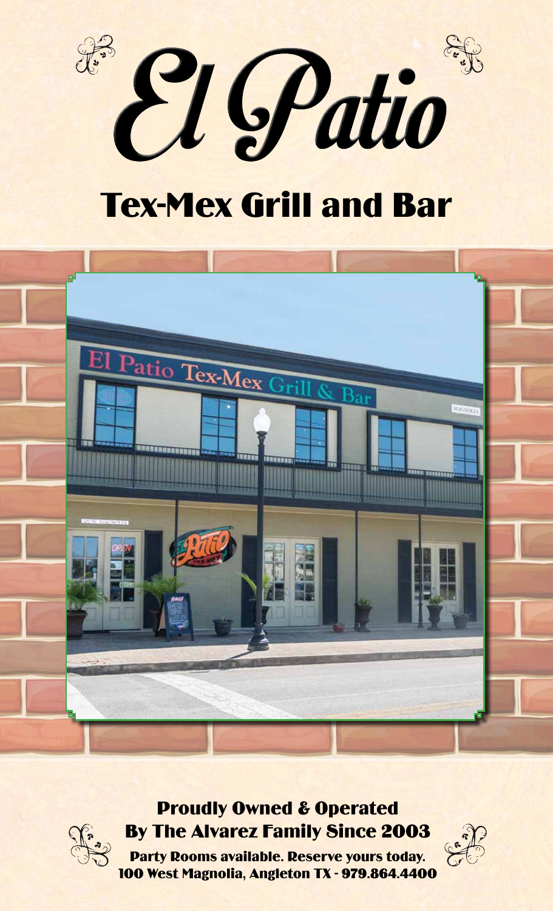# El Patio

## Tex-Mex Grill and Bar

**Proudly Owned & Operated By The Alvarez Family Since 2003**

**Party Rooms available. Reserve yours today.**

**100 West Magnolia, Angleton TX - 979.864.4400**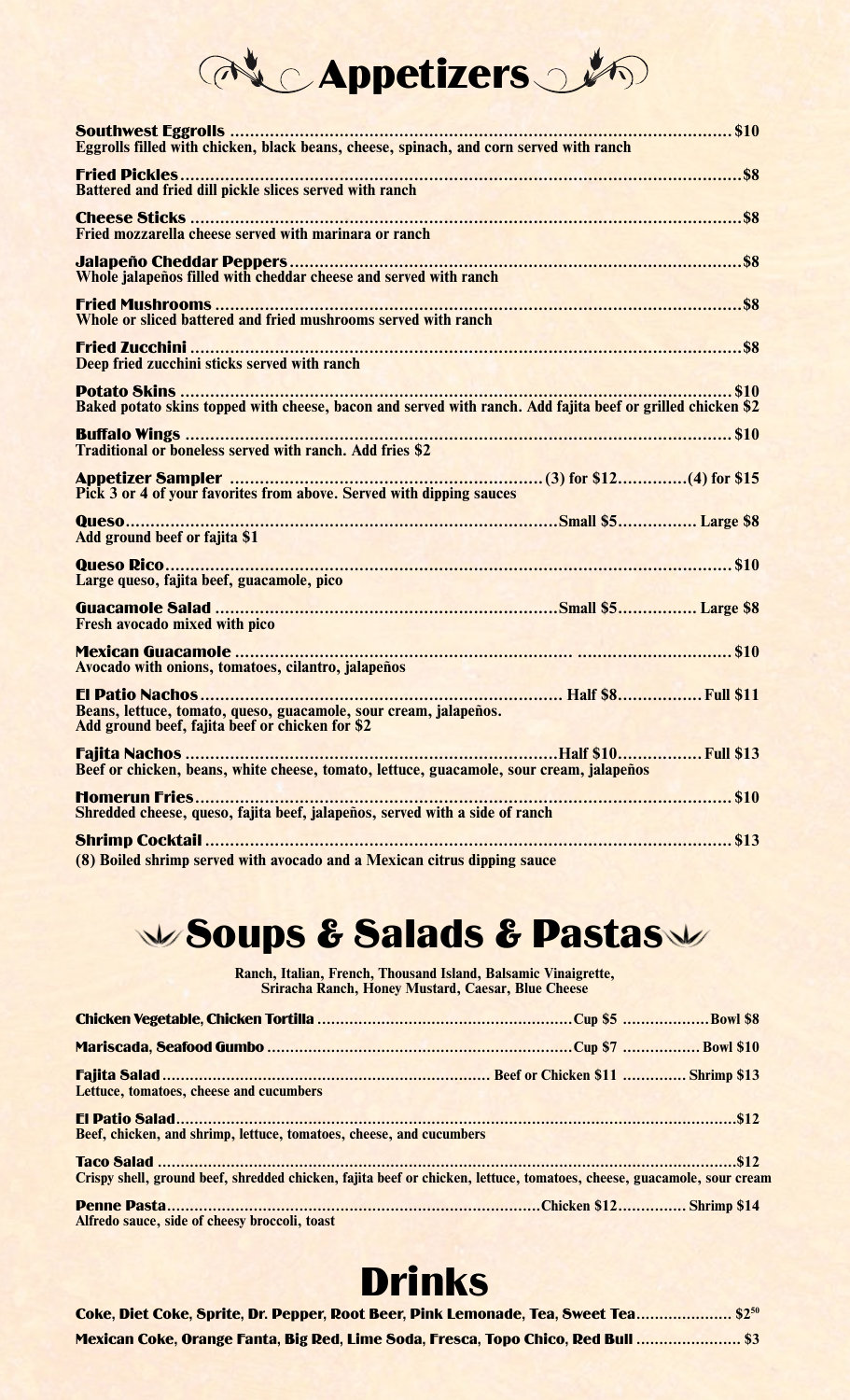# Appetizers

**Southwest Eggrolls** .................................................. $10
Eggrolls filled with chicken, black beans, cheese, spinach, and corn served with ranch

**Fried Pickles** .................................................. $8
Battered and fried dill pickle slices served with ranch

**Cheese Sticks** .................................................. $8
Fried mozzarella cheese served with marinara or ranch

**Jalapeño Cheddar Peppers** .................................................. $8
Whole jalapeños filled with cheddar cheese and served with ranch

**Fried Mushrooms** .................................................. $8
Whole or sliced battered and fried mushrooms served with ranch

**Fried Zucchini** .................................................. $8
Deep fried zucchini sticks served with ranch

**Potato Skins** .................................................. $10
Baked potato skins topped with cheese, bacon and served with ranch. Add fajita beef or grilled chicken $2

**Buffalo Wings** .................................................. $10
Traditional or boneless served with ranch. Add fries $2

**Appetizer Sampler** .................................................. (3) for $12..............(4) for $15
Pick 3 or 4 of your favorites from above. Served with dipping sauces

**Queso** .................................................. Small $5................ Large $8
Add ground beef or fajita $1

**Queso Rico** .................................................. $10
Large queso, fajita beef, guacamole, pico

**Guacamole Salad** .................................................. Small $5................ Large $8
Fresh avocado mixed with pico

**Mexican Guacamole** .................................................. $10
Avocado with onions, tomatoes, cilantro, jalapeños

**El Patio Nachos** .................................................. Half $8................. Full $11
Beans, lettuce, tomato, queso, guacamole, sour cream, jalapeños.
Add ground beef, fajita beef or chicken for $2

**Fajita Nachos** .................................................. Half $10................. Full $13
Beef or chicken, beans, white cheese, tomato, lettuce, guacamole, sour cream, jalapeños

**Homerun Fries** .................................................. $10
Shredded cheese, queso, fajita beef, jalapeños, served with a side of ranch

**Shrimp Cocktail** .................................................. $13
(8) Boiled shrimp served with avocado and a Mexican citrus dipping sauce

# Soups & Salads & Pastas

Ranch, Italian, French, Thousand Island, Balsamic Vinaigrette,
Sriracha Ranch, Honey Mustard, Caesar, Blue Cheese

**Chicken Vegetable, Chicken Tortilla** .................................................. Cup $5 .................. Bowl $8

**Mariscada, Seafood Gumbo** .................................................. Cup $7 ................. Bowl $10

**Fajita Salad** .................................................. Beef or Chicken $11 ............. Shrimp $13
Lettuce, tomatoes, cheese and cucumbers

**El Patio Salad** .................................................. $12
Beef, chicken, and shrimp, lettuce, tomatoes, cheese, and cucumbers

**Taco Salad** .................................................. $12
Crispy shell, ground beef, shredded chicken, fajita beef or chicken, lettuce, tomatoes, cheese, guacamole, sour cream

**Penne Pasta** .................................................. Chicken $12............... Shrimp $14
Alfredo sauce, side of cheesy broccoli, toast

# Drinks

**Coke, Diet Coke, Sprite, Dr. Pepper, Root Beer, Pink Lemonade, Tea, Sweet Tea** .................... $2.50

**Mexican Coke, Orange Fanta, Big Red, Lime Soda, Fresca, Topo Chico, Red Bull** ...................... $3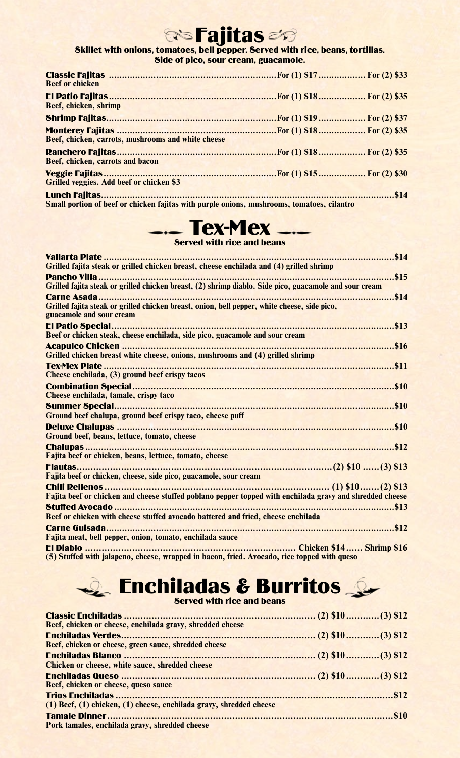# Fajitas

**Skillet with onions, tomatoes, bell pepper. Served with rice, beans, tortillas. Side of pico, sour cream, guacamole.**

| Item | For (1) | For (2) |
| --- | --- | --- |
| **Classic Fajitas**<br>Beef or chicken | $17 | $33 |
| **El Patio Fajitas**<br>Beef, chicken, shrimp | $18 | $35 |
| **Shrimp Fajitas** | $19 | $37 |
| **Monterey Fajitas**<br>Beef, chicken, carrots, mushrooms and white cheese | $18 | $35 |
| **Ranchero Fajitas**<br>Beef, chicken, carrots and bacon | $18 | $35 |
| **Veggie Fajitas**<br>Grilled veggies. Add beef or chicken $3 | $15 | $30 |

**Lunch Fajitas** ............ $14
Small portion of beef or chicken fajitas with purple onions, mushrooms, tomatoes, cilantro

# Tex-Mex

**Served with rice and beans**

**Vallarta Plate** ............ $14
Grilled fajita steak or grilled chicken breast, cheese enchilada and (4) grilled shrimp

**Pancho Villa** ............ $15
Grilled fajita steak or grilled chicken breast, (2) shrimp diablo. Side pico, guacamole and sour cream

**Carne Asada** ............ $14
Grilled fajita steak or grilled chicken breast, onion, bell pepper, white cheese, side pico, guacamole and sour cream

**El Patio Special** ............ $13
Beef or chicken steak, cheese enchilada, side pico, guacamole and sour cream

**Acapulco Chicken** ............ $16
Grilled chicken breast white cheese, onions, mushrooms and (4) grilled shrimp

**Tex-Mex Plate** ............ $11
Cheese enchilada, (3) ground beef crispy tacos

**Combination Special** ............ $10
Cheese enchilada, tamale, crispy taco

**Summer Special** ............ $10
Ground beef chalupa, ground beef crispy taco, cheese puff

**Deluxe Chalupas** ............ $10
Ground beef, beans, lettuce, tomato, cheese

**Chalupas** ............ $12
Fajita beef or chicken, beans, lettuce, tomato, cheese

**Flautas** ............ (2) $10 ...... (3) $13
Fajita beef or chicken, cheese, side pico, guacamole, sour cream

**Chili Rellenos** ............ (1) $10 ....... (2) $13
Fajita beef or chicken and cheese stuffed poblano pepper topped with enchilada gravy and shredded cheese

**Stuffed Avocado** ............ $13
Beef or chicken with cheese stuffed avocado battered and fried, cheese enchilada

**Carne Guisada** ............ $12
Fajita meat, bell pepper, onion, tomato, enchilada sauce

**El Diablo** ............ Chicken $14 ...... Shrimp $16
(5) Stuffed with jalapeno, cheese, wrapped in bacon, fried. Avocado, rice topped with queso

# Enchiladas & Burritos

**Served with rice and beans**

| Item | (2) | (3) |
| --- | --- | --- |
| **Classic Enchiladas**<br>Beef, chicken or cheese, enchilada gravy, shredded cheese | $10 | $12 |
| **Enchiladas Verdes**<br>Beef, chicken or cheese, green sauce, shredded cheese | $10 | $12 |
| **Enchiladas Blanco**<br>Chicken or cheese, white sauce, shredded cheese | $10 | $12 |
| **Enchiladas Queso**<br>Beef, chicken or cheese, queso sauce | $10 | $12 |

**Trios Enchiladas** ............ $12
(1) Beef, (1) chicken, (1) cheese, enchilada gravy, shredded cheese

**Tamale Dinner** ............ $10
Pork tamales, enchilada gravy, shredded cheese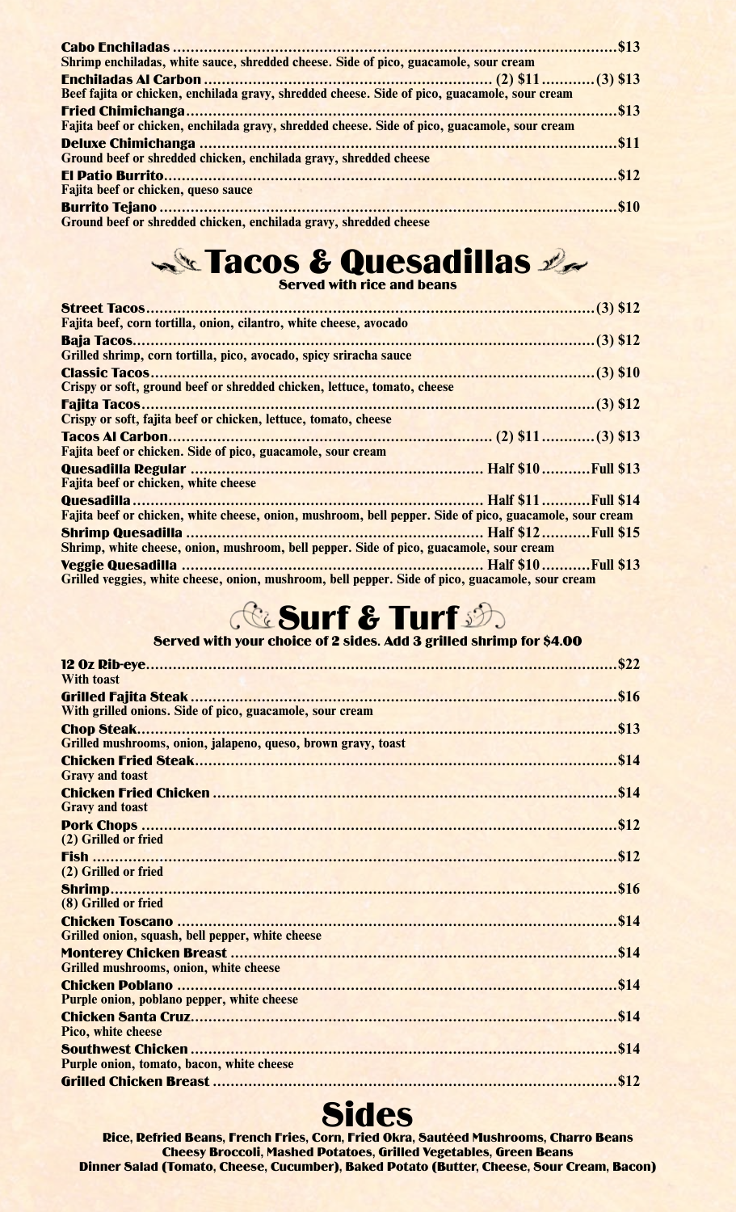**Cabo Enchiladas** ........ $13
Shrimp enchiladas, white sauce, shredded cheese. Side of pico, guacamole, sour cream

**Enchiladas Al Carbon** ........ (2) $11 ........ (3) $13
Beef fajita or chicken, enchilada gravy, shredded cheese. Side of pico, guacamole, sour cream

**Fried Chimichanga** ........ $13
Fajita beef or chicken, enchilada gravy, shredded cheese. Side of pico, guacamole, sour cream

**Deluxe Chimichanga** ........ $11
Ground beef or shredded chicken, enchilada gravy, shredded cheese

**El Patio Burrito** ........ $12
Fajita beef or chicken, queso sauce

**Burrito Tejano** ........ $10
Ground beef or shredded chicken, enchilada gravy, shredded cheese

## Tacos & Quesadillas

**Served with rice and beans**

**Street Tacos** ........ (3) $12
Fajita beef, corn tortilla, onion, cilantro, white cheese, avocado

**Baja Tacos** ........ (3) $12
Grilled shrimp, corn tortilla, pico, avocado, spicy sriracha sauce

**Classic Tacos** ........ (3) $10
Crispy or soft, ground beef or shredded chicken, lettuce, tomato, cheese

**Fajita Tacos** ........ (3) $12
Crispy or soft, fajita beef or chicken, lettuce, tomato, cheese

**Tacos Al Carbon** ........ (2) $11 ........ (3) $13
Fajita beef or chicken. Side of pico, guacamole, sour cream

**Quesadilla Regular** ........ Half $10 ........ Full $13
Fajita beef or chicken, white cheese

**Quesadilla** ........ Half $11 ........ Full $14
Fajita beef or chicken, white cheese, onion, mushroom, bell pepper. Side of pico, guacamole, sour cream

**Shrimp Quesadilla** ........ Half $12 ........ Full $15
Shrimp, white cheese, onion, mushroom, bell pepper. Side of pico, guacamole, sour cream

**Veggie Quesadilla** ........ Half $10 ........ Full $13
Grilled veggies, white cheese, onion, mushroom, bell pepper. Side of pico, guacamole, sour cream

## Surf & Turf

**Served with your choice of 2 sides. Add 3 grilled shrimp for $4.00**

**12 Oz Rib-eye** ........ $22
With toast

**Grilled Fajita Steak** ........ $16
With grilled onions. Side of pico, guacamole, sour cream

**Chop Steak** ........ $13
Grilled mushrooms, onion, jalapeno, queso, brown gravy, toast

**Chicken Fried Steak** ........ $14
Gravy and toast

**Chicken Fried Chicken** ........ $14
Gravy and toast

**Pork Chops** ........ $12
(2) Grilled or fried

**Fish** ........ $12
(2) Grilled or fried

**Shrimp** ........ $16
(8) Grilled or fried

**Chicken Toscano** ........ $14
Grilled onion, squash, bell pepper, white cheese

**Monterey Chicken Breast** ........ $14
Grilled mushrooms, onion, white cheese

**Chicken Poblano** ........ $14
Purple onion, poblano pepper, white cheese

**Chicken Santa Cruz** ........ $14
Pico, white cheese

**Southwest Chicken** ........ $14
Purple onion, tomato, bacon, white cheese

**Grilled Chicken Breast** ........ $12

## Sides

**Rice, Refried Beans, French Fries, Corn, Fried Okra, Sautéed Mushrooms, Charro Beans**
**Cheesy Broccoli, Mashed Potatoes, Grilled Vegetables, Green Beans**
**Dinner Salad (Tomato, Cheese, Cucumber), Baked Potato (Butter, Cheese, Sour Cream, Bacon)**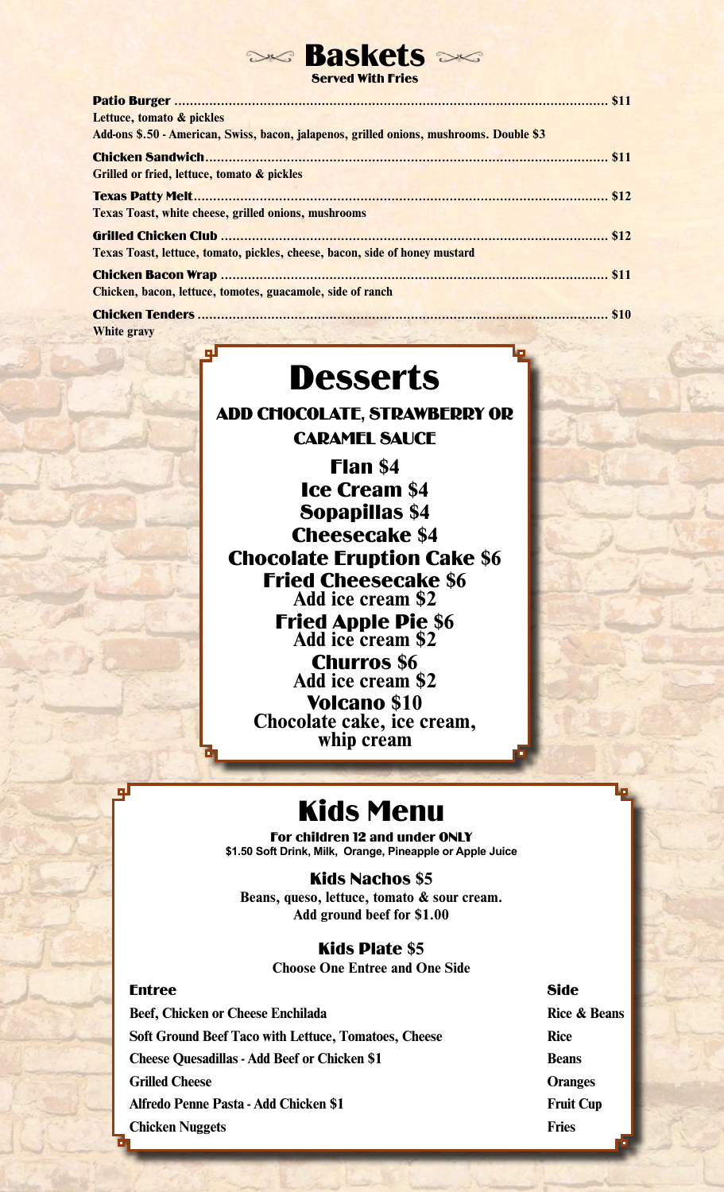# Baskets

**Served With Fries**

**Patio Burger** ............................................................. $11
Lettuce, tomato & pickles
Add-ons $.50 - American, Swiss, bacon, jalapenos, grilled onions, mushrooms. Double $3

**Chicken Sandwich**............................................................. $11
Grilled or fried, lettuce, tomato & pickles

**Texas Patty Melt**............................................................. $12
Texas Toast, white cheese, grilled onions, mushrooms

**Grilled Chicken Club** ............................................................. $12
Texas Toast, lettuce, tomato, pickles, cheese, bacon, side of honey mustard

**Chicken Bacon Wrap** ............................................................. $11
Chicken, bacon, lettuce, tomotes, guacamole, side of ranch

**Chicken Tenders** ............................................................. $10
White gravy

# Desserts

**ADD CHOCOLATE, STRAWBERRY OR CARAMEL SAUCE**

**Flan** $4

**Ice Cream** $4

**Sopapillas** $4

**Cheesecake** $4

**Chocolate Eruption Cake** $6

**Fried Cheesecake** $6
Add ice cream $2

**Fried Apple Pie** $6
Add ice cream $2

**Churros** $6
Add ice cream $2

**Volcano** $10
Chocolate cake, ice cream, whip cream

# Kids Menu

**For children 12 and under ONLY**
$1.50 Soft Drink, Milk, Orange, Pineapple or Apple Juice

### Kids Nachos $5

Beans, queso, lettuce, tomato & sour cream.
Add ground beef for $1.00

### Kids Plate $5

Choose One Entree and One Side

| Entree | Side |
|---|---|
| Beef, Chicken or Cheese Enchilada | Rice & Beans |
| Soft Ground Beef Taco with Lettuce, Tomatoes, Cheese | Rice |
| Cheese Quesadillas - Add Beef or Chicken $1 | Beans |
| Grilled Cheese | Oranges |
| Alfredo Penne Pasta - Add Chicken $1 | Fruit Cup |
| Chicken Nuggets | Fries |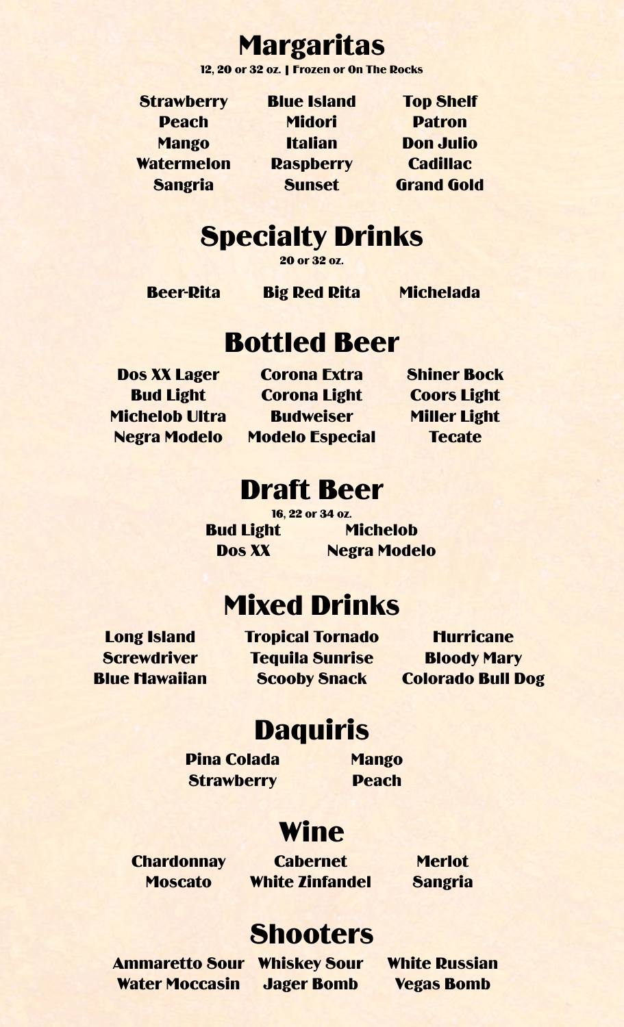# Margaritas

**12, 20 or 32 oz. | Frozen or On The Rocks**

| | | |
|---|---|---|
| Strawberry | Blue Island | Top Shelf |
| Peach | Midori | Patron |
| Mango | Italian | Don Julio |
| Watermelon | Raspberry | Cadillac |
| Sangria | Sunset | Grand Gold |

# Specialty Drinks

**20 or 32 oz.**

Beer-Rita
Big Red Rita
Michelada

# Bottled Beer

| | | |
|---|---|---|
| Dos XX Lager | Corona Extra | Shiner Bock |
| Bud Light | Corona Light | Coors Light |
| Michelob Ultra | Budweiser | Miller Light |
| Negra Modelo | Modelo Especial | Tecate |

# Draft Beer

**16, 22 or 34 oz.**

| | |
|---|---|
| Bud Light | Michelob |
| Dos XX | Negra Modelo |

# Mixed Drinks

| | | |
|---|---|---|
| Long Island | Tropical Tornado | Hurricane |
| Screwdriver | Tequila Sunrise | Bloody Mary |
| Blue Hawaiian | Scooby Snack | Colorado Bull Dog |

# Daquiris

| | |
|---|---|
| Pina Colada | Mango |
| Strawberry | Peach |

# Wine

| | | |
|---|---|---|
| Chardonnay | Cabernet | Merlot |
| Moscato | White Zinfandel | Sangria |

# Shooters

| | | |
|---|---|---|
| Ammaretto Sour | Whiskey Sour | White Russian |
| Water Moccasin | Jager Bomb | Vegas Bomb |